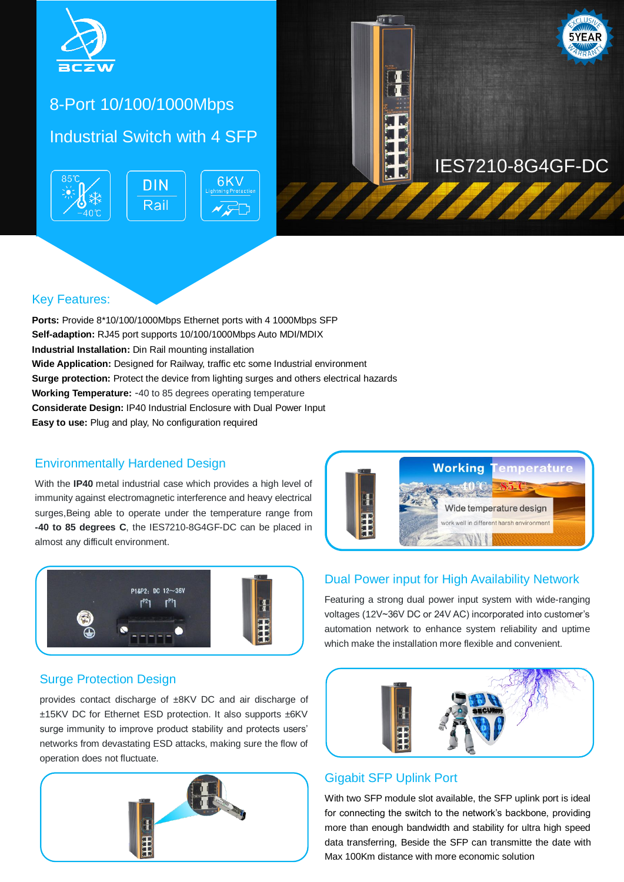BCZW

# 8-Port 10/100/1000Mbps Industrial Switch with 4 SFP

85℃ -40℃

DIN Rail

6KV Lightning Protection

IES7210-8G4GF-DC

## Key Features:

**Ports:** Provide 8*10/100/1000Mbps Ethernet ports with 4 1000Mbps SFP
**Self-adaption:** RJ45 port supports 10/100/1000Mbps Auto MDI/MDIX
**Industrial Installation:** Din Rail mounting installation
**Wide Application:** Designed for Railway, traffic etc some Industrial environment
**Surge protection:** Protect the device from lighting surges and others electrical hazards
**Working Temperature:** -40 to 85 degrees operating temperature
**Considerate Design:** IP40 Industrial Enclosure with Dual Power Input
**Easy to use:** Plug and play, No configuration required

## Environmentally Hardened Design

With the **IP40** metal industrial case which provides a high level of immunity against electromagnetic interference and heavy electrical surges,Being able to operate under the temperature range from **-40 to 85 degrees C**, the IES7210-8G4GF-DC can be placed in almost any difficult environment.

Working Temperature
-40℃ 85℃
Wide temperature design
work well in different harsh environment

P1&P2: DC 12~36V

## Dual Power input for High Availability Network

Featuring a strong dual power input system with wide-ranging voltages (12V~36V DC or 24V AC) incorporated into customer's automation network to enhance system reliability and uptime which make the installation more flexible and convenient.

## Surge Protection Design

provides contact discharge of ±8KV DC and air discharge of ±15KV DC for Ethernet ESD protection. It also supports ±6KV surge immunity to improve product stability and protects users' networks from devastating ESD attacks, making sure the flow of operation does not fluctuate.

## Gigabit SFP Uplink Port

With two SFP module slot available, the SFP uplink port is ideal for connecting the switch to the network's backbone, providing more than enough bandwidth and stability for ultra high speed data transferring, Beside the SFP can transmitte the date with Max 100Km distance with more economic solution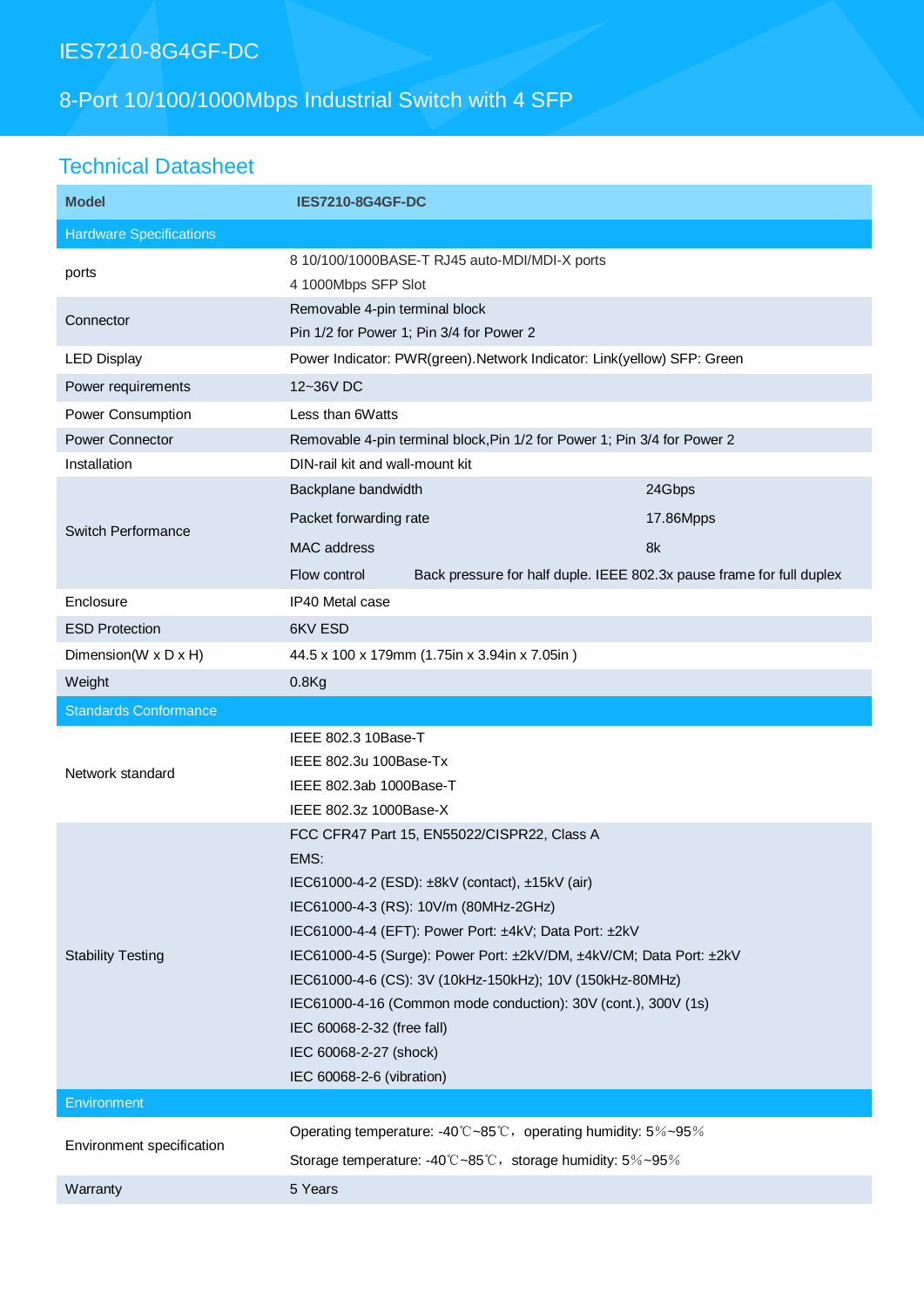# IES7210-8G4GF-DC

## 8-Port 10/100/1000Mbps Industrial Switch with 4 SFP

## Technical Datasheet

| **Model** | **IES7210-8G4GF-DC** |
|---|---|
| **Hardware Specifications** | |
| ports | 8 10/100/1000BASE-T RJ45 auto-MDI/MDI-X ports<br>4 1000Mbps SFP Slot |
| Connector | Removable 4-pin terminal block<br>Pin 1/2 for Power 1; Pin 3/4 for Power 2 |
| LED Display | Power Indicator: PWR(green).Network Indicator: Link(yellow) SFP: Green |
| Power requirements | 12~36V DC |
| Power Consumption | Less than 6Watts |
| Power Connector | Removable 4-pin terminal block,Pin 1/2 for Power 1; Pin 3/4 for Power 2 |
| Installation | DIN-rail kit and wall-mount kit |
| Switch Performance | Backplane bandwidth: 24Gbps<br>Packet forwarding rate: 17.86Mpps<br>MAC address: 8k<br>Flow control: Back pressure for half duple. IEEE 802.3x pause frame for full duplex |
| Enclosure | IP40 Metal case |
| ESD Protection | 6KV ESD |
| Dimension(W x D x H) | 44.5 x 100 x 179mm (1.75in x 3.94in x 7.05in ) |
| Weight | 0.8Kg |
| **Standards Conformance** | |
| Network standard | IEEE 802.3 10Base-T<br>IEEE 802.3u 100Base-Tx<br>IEEE 802.3ab 1000Base-T<br>IEEE 802.3z 1000Base-X |
| Stability Testing | FCC CFR47 Part 15, EN55022/CISPR22, Class A<br>EMS:<br>IEC61000-4-2 (ESD): ±8kV (contact), ±15kV (air)<br>IEC61000-4-3 (RS): 10V/m (80MHz-2GHz)<br>IEC61000-4-4 (EFT): Power Port: ±4kV; Data Port: ±2kV<br>IEC61000-4-5 (Surge): Power Port: ±2kV/DM, ±4kV/CM; Data Port: ±2kV<br>IEC61000-4-6 (CS): 3V (10kHz-150kHz); 10V (150kHz-80MHz)<br>IEC61000-4-16 (Common mode conduction): 30V (cont.), 300V (1s)<br>IEC 60068-2-32 (free fall)<br>IEC 60068-2-27 (shock)<br>IEC 60068-2-6 (vibration) |
| **Environment** | |
| Environment specification | Operating temperature: -40℃~85℃，operating humidity: 5%~95%<br>Storage temperature: -40℃~85℃，storage humidity: 5%~95% |
| Warranty | 5 Years |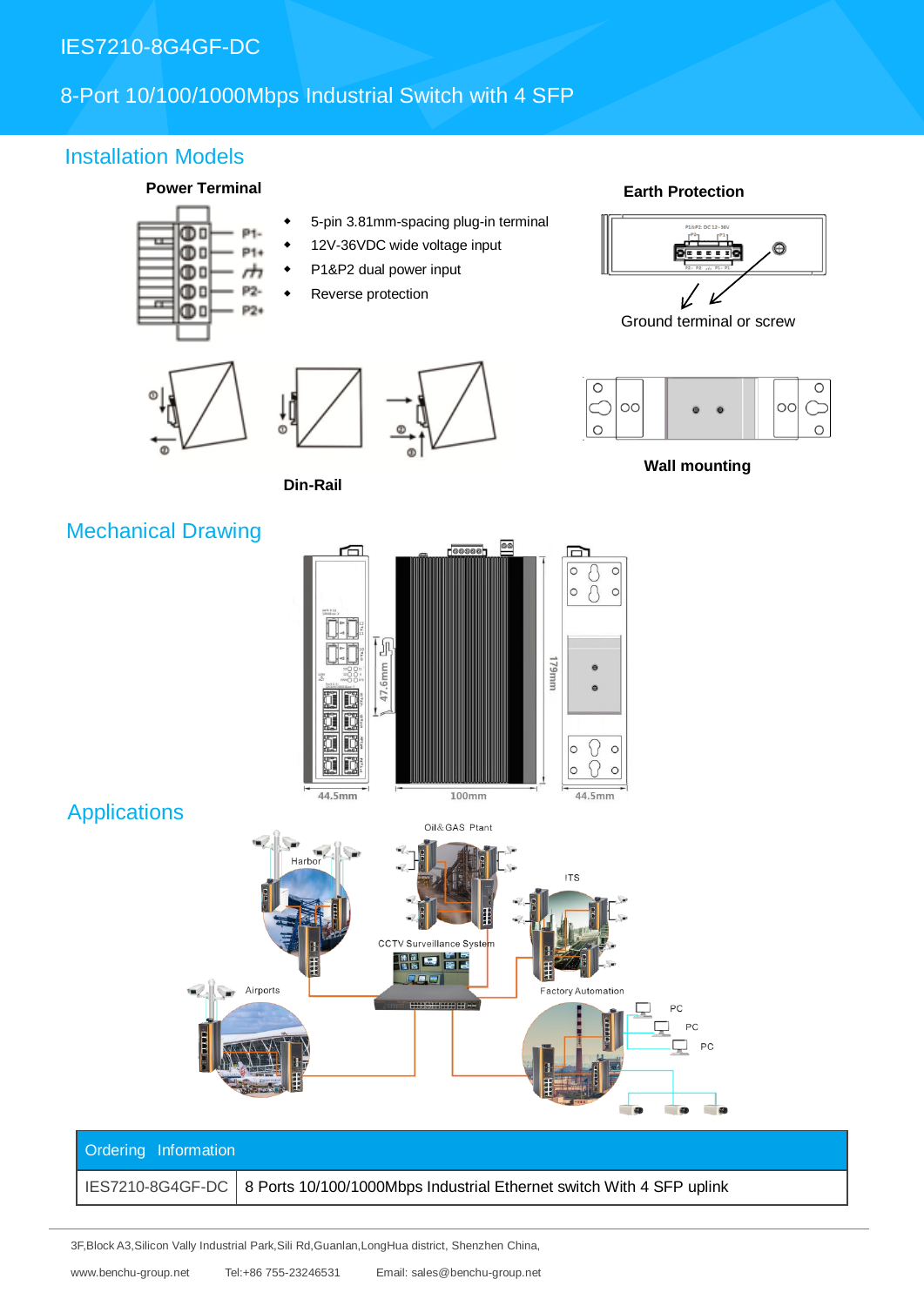# IES7210-8G4GF-DC

## 8-Port 10/100/1000Mbps Industrial Switch with 4 SFP

## Installation Models

**Power Terminal**

P1-
P1+
P2-
P2+

- 5-pin 3.81mm-spacing plug-in terminal
- 12V-36VDC wide voltage input
- P1&P2 dual power input
- Reverse protection

**Earth Protection**

Ground terminal or screw

**Din-Rail**

**Wall mounting**

## Mechanical Drawing

47.6mm
179mm
44.5mm
100mm
44.5mm

## Applications

Oil&GAS Plant
Harbor
ITS
CCTV Surveillance System
Airports
Factory Automation
PC
PC
PC

| Ordering Information | |
|---|---|
| IES7210-8G4GF-DC | 8 Ports 10/100/1000Mbps Industrial Ethernet switch With 4 SFP uplink |

3F,Block A3,Silicon Vally Industrial Park,Sili Rd,Guanlan,LongHua district, Shenzhen China,

www.benchu-group.net Tel:+86 755-23246531 Email: sales@benchu-group.net